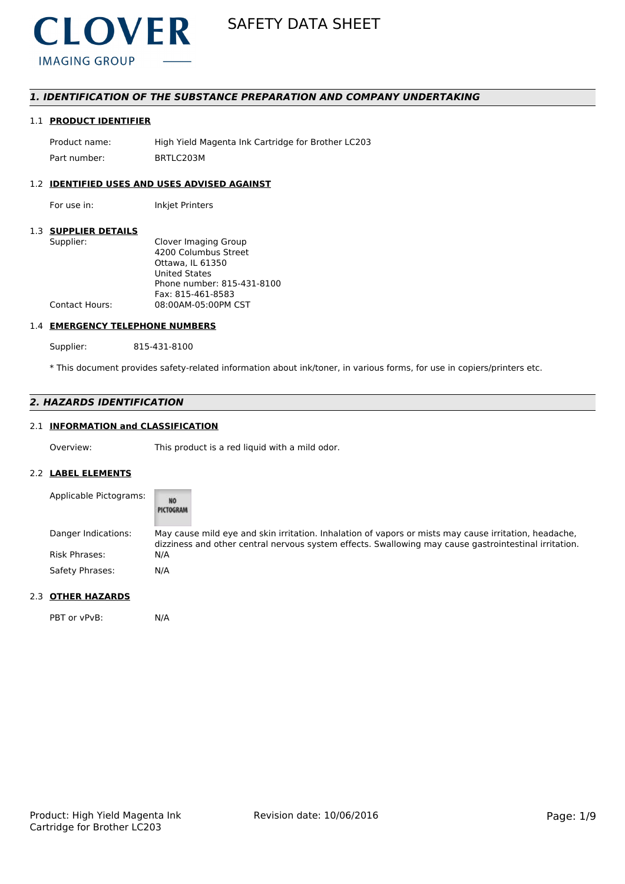CLOVER

IMAGING GROUP

# SAFETY DATA SHEET

## *1. IDENTIFICATION OF THE SUBSTANCE PREPARATION AND COMPANY UNDERTAKING*

### 1.1 **PRODUCT IDENTIFIER**

| | |
|---|---|
| Product name: | High Yield Magenta Ink Cartridge for Brother LC203 |
| Part number: | BRTLC203M |

### 1.2 **IDENTIFIED USES AND USES ADVISED AGAINST**

| | |
|---|---|
| For use in: | Inkjet Printers |

### 1.3 **SUPPLIER DETAILS**

| | |
|---|---|
| Supplier: | Clover Imaging Group<br>4200 Columbus Street<br>Ottawa, IL 61350<br>United States<br>Phone number: 815-431-8100<br>Fax: 815-461-8583 |
| Contact Hours: | 08:00AM-05:00PM CST |

### 1.4 **EMERGENCY TELEPHONE NUMBERS**

| | |
|---|---|
| Supplier: | 815-431-8100 |

* This document provides safety-related information about ink/toner, in various forms, for use in copiers/printers etc.

## *2. HAZARDS IDENTIFICATION*

### 2.1 **INFORMATION and CLASSIFICATION**

| | |
|---|---|
| Overview: | This product is a red liquid with a mild odor. |

### 2.2 **LABEL ELEMENTS**

| | |
|---|---|
| Applicable Pictograms: | NO PICTOGRAM |
| Danger Indications: | May cause mild eye and skin irritation. Inhalation of vapors or mists may cause irritation, headache, dizziness and other central nervous system effects. Swallowing may cause gastrointestinal irritation. |
| Risk Phrases: | N/A |
| Safety Phrases: | N/A |

### 2.3 **OTHER HAZARDS**

| | |
|---|---|
| PBT or vPvB: | N/A |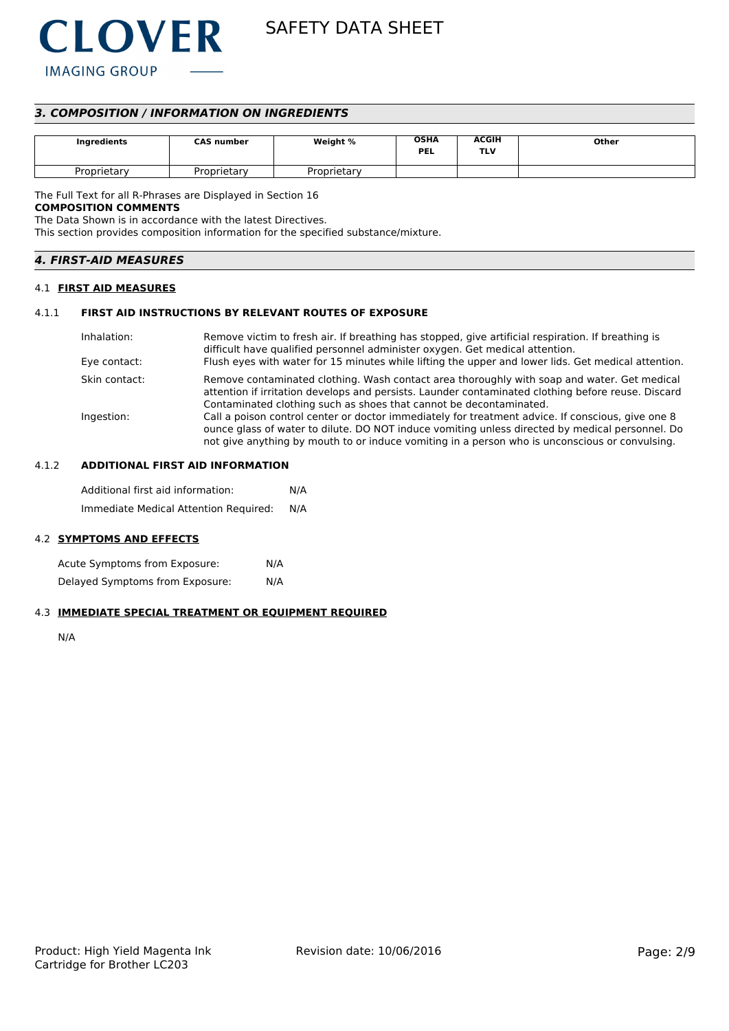## *3. COMPOSITION / INFORMATION ON INGREDIENTS*

| Ingredients | CAS number | Weight % | OSHA PEL | ACGIH TLV | Other |
|---|---|---|---|---|---|
| Proprietary | Proprietary | Proprietary | | | |

The Full Text for all R-Phrases are Displayed in Section 16

**COMPOSITION COMMENTS**

The Data Shown is in accordance with the latest Directives.

This section provides composition information for the specified substance/mixture.

## *4. FIRST-AID MEASURES*

### 4.1 FIRST AID MEASURES

#### 4.1.1 FIRST AID INSTRUCTIONS BY RELEVANT ROUTES OF EXPOSURE

Inhalation: Remove victim to fresh air. If breathing has stopped, give artificial respiration. If breathing is difficult have qualified personnel administer oxygen. Get medical attention.

Eye contact: Flush eyes with water for 15 minutes while lifting the upper and lower lids. Get medical attention.

Skin contact: Remove contaminated clothing. Wash contact area thoroughly with soap and water. Get medical attention if irritation develops and persists. Launder contaminated clothing before reuse. Discard Contaminated clothing such as shoes that cannot be decontaminated.

Ingestion: Call a poison control center or doctor immediately for treatment advice. If conscious, give one 8 ounce glass of water to dilute. DO NOT induce vomiting unless directed by medical personnel. Do not give anything by mouth to or induce vomiting in a person who is unconscious or convulsing.

#### 4.1.2 ADDITIONAL FIRST AID INFORMATION

Additional first aid information: N/A

Immediate Medical Attention Required: N/A

### 4.2 SYMPTOMS AND EFFECTS

Acute Symptoms from Exposure: N/A

Delayed Symptoms from Exposure: N/A

### 4.3 IMMEDIATE SPECIAL TREATMENT OR EQUIPMENT REQUIRED

N/A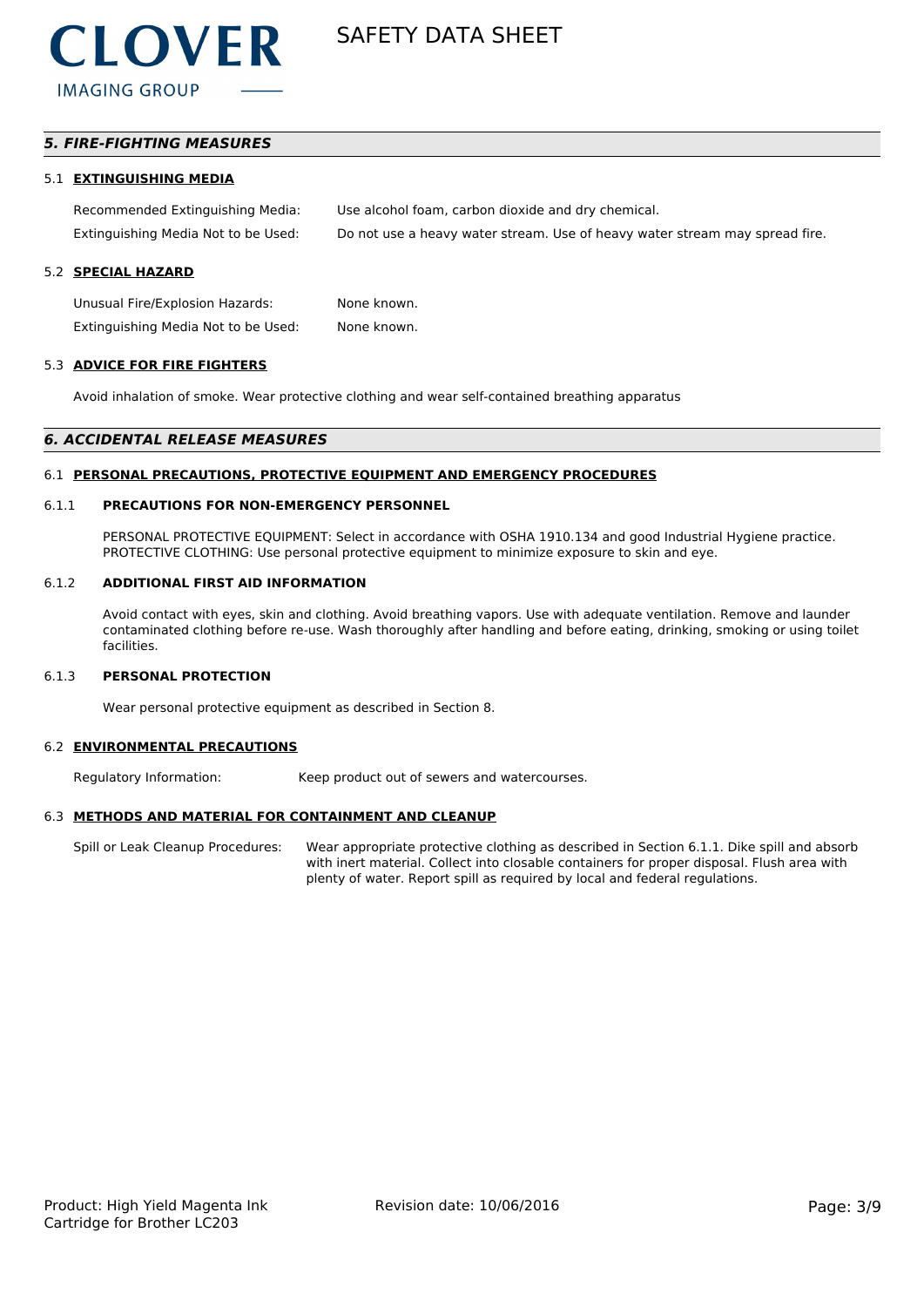## *5. FIRE-FIGHTING MEASURES*

### 5.1 EXTINGUISHING MEDIA

| | |
|---|---|
| Recommended Extinguishing Media: | Use alcohol foam, carbon dioxide and dry chemical. |
| Extinguishing Media Not to be Used: | Do not use a heavy water stream. Use of heavy water stream may spread fire. |

### 5.2 SPECIAL HAZARD

| | |
|---|---|
| Unusual Fire/Explosion Hazards: | None known. |
| Extinguishing Media Not to be Used: | None known. |

### 5.3 ADVICE FOR FIRE FIGHTERS

Avoid inhalation of smoke. Wear protective clothing and wear self-contained breathing apparatus

## *6. ACCIDENTAL RELEASE MEASURES*

### 6.1 PERSONAL PRECAUTIONS, PROTECTIVE EQUIPMENT AND EMERGENCY PROCEDURES

#### 6.1.1 PRECAUTIONS FOR NON-EMERGENCY PERSONNEL

PERSONAL PROTECTIVE EQUIPMENT: Select in accordance with OSHA 1910.134 and good Industrial Hygiene practice.
PROTECTIVE CLOTHING: Use personal protective equipment to minimize exposure to skin and eye.

#### 6.1.2 ADDITIONAL FIRST AID INFORMATION

Avoid contact with eyes, skin and clothing. Avoid breathing vapors. Use with adequate ventilation. Remove and launder contaminated clothing before re-use. Wash thoroughly after handling and before eating, drinking, smoking or using toilet facilities.

#### 6.1.3 PERSONAL PROTECTION

Wear personal protective equipment as described in Section 8.

### 6.2 ENVIRONMENTAL PRECAUTIONS

| | |
|---|---|
| Regulatory Information: | Keep product out of sewers and watercourses. |

### 6.3 METHODS AND MATERIAL FOR CONTAINMENT AND CLEANUP

| | |
|---|---|
| Spill or Leak Cleanup Procedures: | Wear appropriate protective clothing as described in Section 6.1.1. Dike spill and absorb with inert material. Collect into closable containers for proper disposal. Flush area with plenty of water. Report spill as required by local and federal regulations. |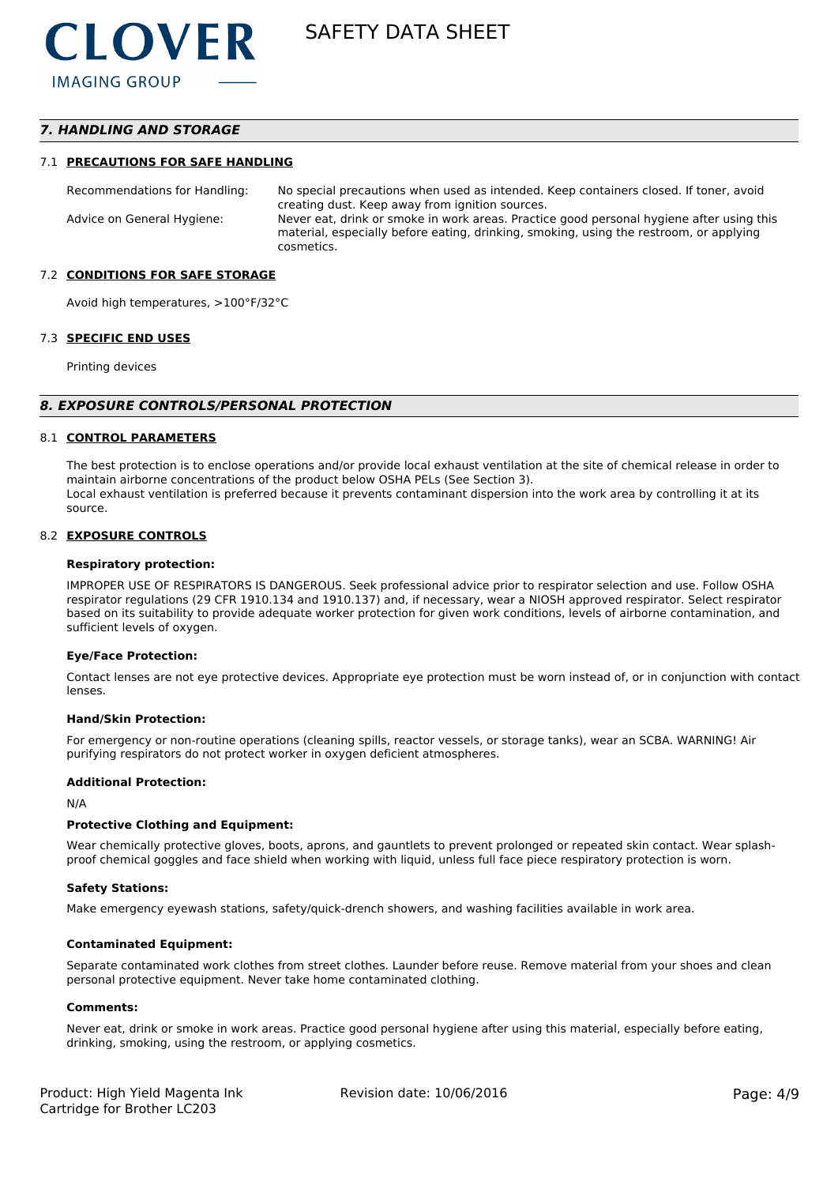## *7. HANDLING AND STORAGE*

### 7.1 PRECAUTIONS FOR SAFE HANDLING

Recommendations for Handling: No special precautions when used as intended. Keep containers closed. If toner, avoid creating dust. Keep away from ignition sources.

Advice on General Hygiene: Never eat, drink or smoke in work areas. Practice good personal hygiene after using this material, especially before eating, drinking, smoking, using the restroom, or applying cosmetics.

### 7.2 CONDITIONS FOR SAFE STORAGE

Avoid high temperatures, >100°F/32°C

### 7.3 SPECIFIC END USES

Printing devices

## *8. EXPOSURE CONTROLS/PERSONAL PROTECTION*

### 8.1 CONTROL PARAMETERS

The best protection is to enclose operations and/or provide local exhaust ventilation at the site of chemical release in order to maintain airborne concentrations of the product below OSHA PELs (See Section 3).
Local exhaust ventilation is preferred because it prevents contaminant dispersion into the work area by controlling it at its source.

### 8.2 EXPOSURE CONTROLS

**Respiratory protection:**

IMPROPER USE OF RESPIRATORS IS DANGEROUS. Seek professional advice prior to respirator selection and use. Follow OSHA respirator regulations (29 CFR 1910.134 and 1910.137) and, if necessary, wear a NIOSH approved respirator. Select respirator based on its suitability to provide adequate worker protection for given work conditions, levels of airborne contamination, and sufficient levels of oxygen.

**Eye/Face Protection:**

Contact lenses are not eye protective devices. Appropriate eye protection must be worn instead of, or in conjunction with contact lenses.

**Hand/Skin Protection:**

For emergency or non-routine operations (cleaning spills, reactor vessels, or storage tanks), wear an SCBA. WARNING! Air purifying respirators do not protect worker in oxygen deficient atmospheres.

**Additional Protection:**

N/A

**Protective Clothing and Equipment:**

Wear chemically protective gloves, boots, aprons, and gauntlets to prevent prolonged or repeated skin contact. Wear splash-proof chemical goggles and face shield when working with liquid, unless full face piece respiratory protection is worn.

**Safety Stations:**

Make emergency eyewash stations, safety/quick-drench showers, and washing facilities available in work area.

**Contaminated Equipment:**

Separate contaminated work clothes from street clothes. Launder before reuse. Remove material from your shoes and clean personal protective equipment. Never take home contaminated clothing.

**Comments:**

Never eat, drink or smoke in work areas. Practice good personal hygiene after using this material, especially before eating, drinking, smoking, using the restroom, or applying cosmetics.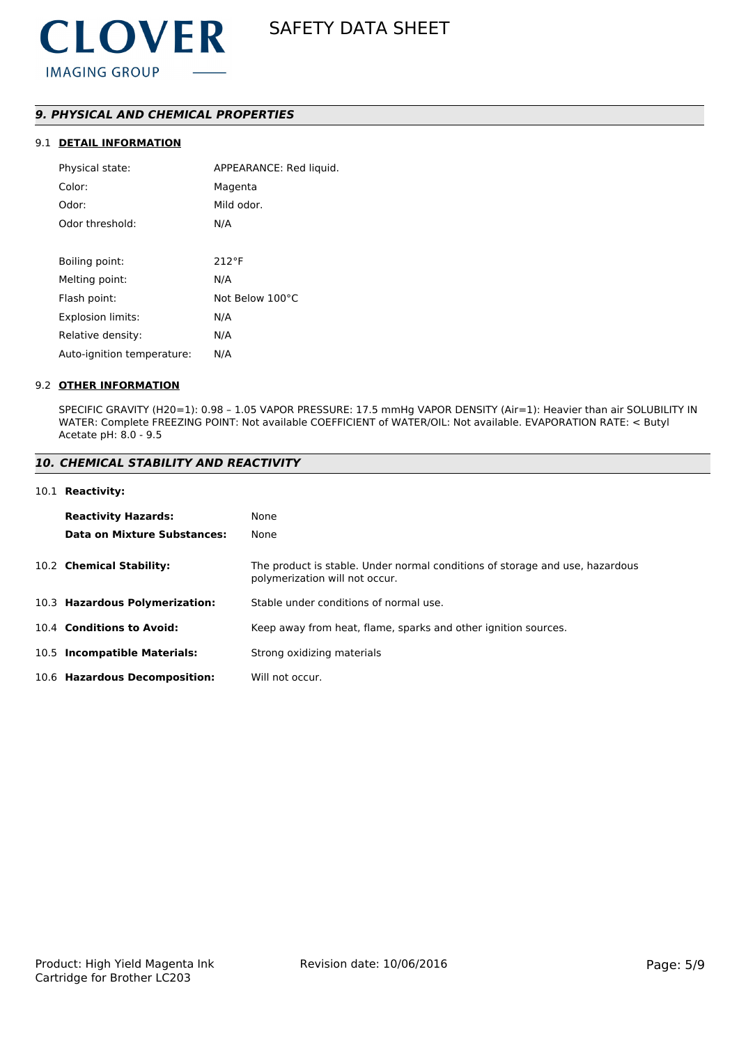## *9. PHYSICAL AND CHEMICAL PROPERTIES*

### 9.1 DETAIL INFORMATION

| | |
|---|---|
| Physical state: | APPEARANCE: Red liquid. |
| Color: | Magenta |
| Odor: | Mild odor. |
| Odor threshold: | N/A |
| | |
| Boiling point: | 212°F |
| Melting point: | N/A |
| Flash point: | Not Below 100°C |
| Explosion limits: | N/A |
| Relative density: | N/A |
| Auto-ignition temperature: | N/A |

### 9.2 OTHER INFORMATION

SPECIFIC GRAVITY (H20=1): 0.98 – 1.05 VAPOR PRESSURE: 17.5 mmHg VAPOR DENSITY (Air=1): Heavier than air SOLUBILITY IN WATER: Complete FREEZING POINT: Not available COEFFICIENT of WATER/OIL: Not available. EVAPORATION RATE: < Butyl Acetate pH: 8.0 - 9.5

## *10. CHEMICAL STABILITY AND REACTIVITY*

### 10.1 Reactivity:

| | |
|---|---|
| **Reactivity Hazards:** | None |
| **Data on Mixture Substances:** | None |

| | |
|---|---|
| 10.2 **Chemical Stability:** | The product is stable. Under normal conditions of storage and use, hazardous polymerization will not occur. |
| 10.3 **Hazardous Polymerization:** | Stable under conditions of normal use. |
| 10.4 **Conditions to Avoid:** | Keep away from heat, flame, sparks and other ignition sources. |
| 10.5 **Incompatible Materials:** | Strong oxidizing materials |
| 10.6 **Hazardous Decomposition:** | Will not occur. |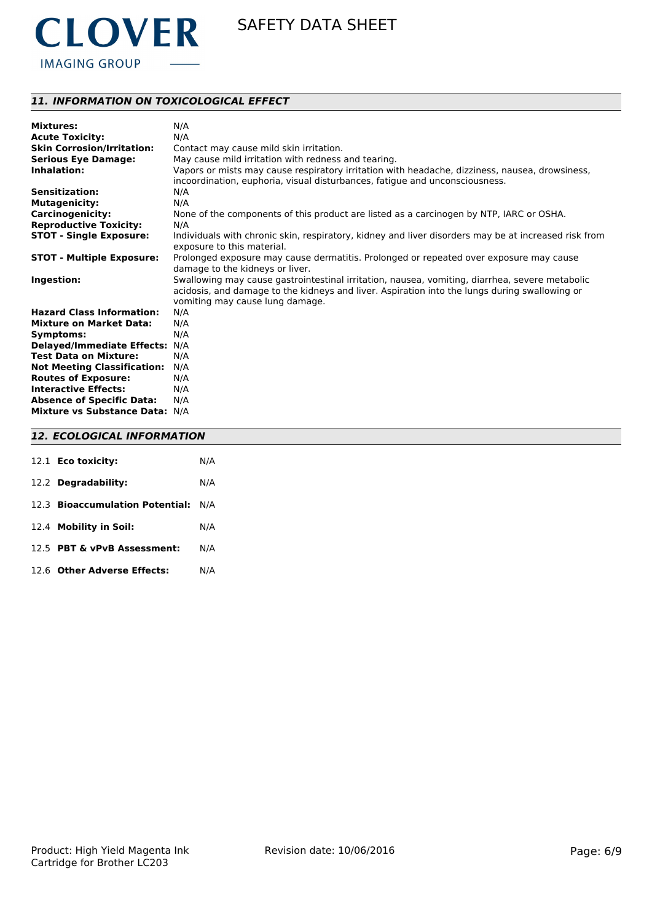## *11. INFORMATION ON TOXICOLOGICAL EFFECT*

| | |
|---|---|
| **Mixtures:** | N/A |
| **Acute Toxicity:** | N/A |
| **Skin Corrosion/Irritation:** | Contact may cause mild skin irritation. |
| **Serious Eye Damage:** | May cause mild irritation with redness and tearing. |
| **Inhalation:** | Vapors or mists may cause respiratory irritation with headache, dizziness, nausea, drowsiness, incoordination, euphoria, visual disturbances, fatigue and unconsciousness. |
| **Sensitization:** | N/A |
| **Mutagenicity:** | N/A |
| **Carcinogenicity:** | None of the components of this product are listed as a carcinogen by NTP, IARC or OSHA. |
| **Reproductive Toxicity:** | N/A |
| **STOT - Single Exposure:** | Individuals with chronic skin, respiratory, kidney and liver disorders may be at increased risk from exposure to this material. |
| **STOT - Multiple Exposure:** | Prolonged exposure may cause dermatitis. Prolonged or repeated over exposure may cause damage to the kidneys or liver. |
| **Ingestion:** | Swallowing may cause gastrointestinal irritation, nausea, vomiting, diarrhea, severe metabolic acidosis, and damage to the kidneys and liver. Aspiration into the lungs during swallowing or vomiting may cause lung damage. |
| **Hazard Class Information:** | N/A |
| **Mixture on Market Data:** | N/A |
| **Symptoms:** | N/A |
| **Delayed/Immediate Effects:** | N/A |
| **Test Data on Mixture:** | N/A |
| **Not Meeting Classification:** | N/A |
| **Routes of Exposure:** | N/A |
| **Interactive Effects:** | N/A |
| **Absence of Specific Data:** | N/A |
| **Mixture vs Substance Data:** | N/A |

## *12. ECOLOGICAL INFORMATION*

| | |
|---|---|
| 12.1 **Eco toxicity:** | N/A |
| 12.2 **Degradability:** | N/A |
| 12.3 **Bioaccumulation Potential:** | N/A |
| 12.4 **Mobility in Soil:** | N/A |
| 12.5 **PBT & vPvB Assessment:** | N/A |
| 12.6 **Other Adverse Effects:** | N/A |

Product: High Yield Magenta Ink Cartridge for Brother LC203

Revision date: 10/06/2016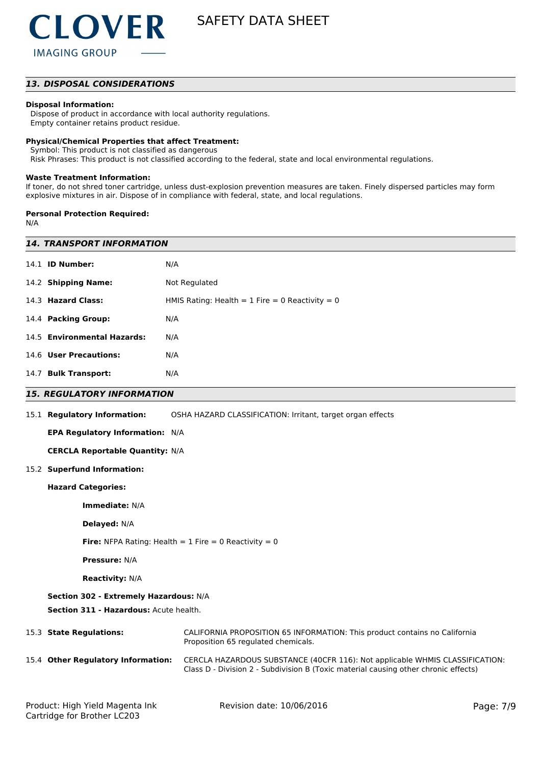## 13. DISPOSAL CONSIDERATIONS

**Disposal Information:**

Dispose of product in accordance with local authority regulations.
Empty container retains product residue.

**Physical/Chemical Properties that affect Treatment:**

Symbol: This product is not classified as dangerous
Risk Phrases: This product is not classified according to the federal, state and local environmental regulations.

**Waste Treatment Information:**

If toner, do not shred toner cartridge, unless dust-explosion prevention measures are taken. Finely dispersed particles may form explosive mixtures in air. Dispose of in compliance with federal, state, and local regulations.

**Personal Protection Required:**

N/A

## 14. TRANSPORT INFORMATION

| | |
|---|---|
| 14.1 **ID Number:** | N/A |
| 14.2 **Shipping Name:** | Not Regulated |
| 14.3 **Hazard Class:** | HMIS Rating: Health = 1 Fire = 0 Reactivity = 0 |
| 14.4 **Packing Group:** | N/A |
| 14.5 **Environmental Hazards:** | N/A |
| 14.6 **User Precautions:** | N/A |
| 14.7 **Bulk Transport:** | N/A |

## 15. REGULATORY INFORMATION

15.1 **Regulatory Information:** OSHA HAZARD CLASSIFICATION: Irritant, target organ effects

**EPA Regulatory Information:** N/A

**CERCLA Reportable Quantity:** N/A

15.2 **Superfund Information:**

**Hazard Categories:**

**Immediate:** N/A

**Delayed:** N/A

**Fire:** NFPA Rating: Health = 1 Fire = 0 Reactivity = 0

**Pressure:** N/A

**Reactivity:** N/A

**Section 302 - Extremely Hazardous:** N/A

**Section 311 - Hazardous:** Acute health.

15.3 **State Regulations:** CALIFORNIA PROPOSITION 65 INFORMATION: This product contains no California Proposition 65 regulated chemicals.

15.4 **Other Regulatory Information:** CERCLA HAZARDOUS SUBSTANCE (40CFR 116): Not applicable WHMIS CLASSIFICATION: Class D - Division 2 - Subdivision B (Toxic material causing other chronic effects)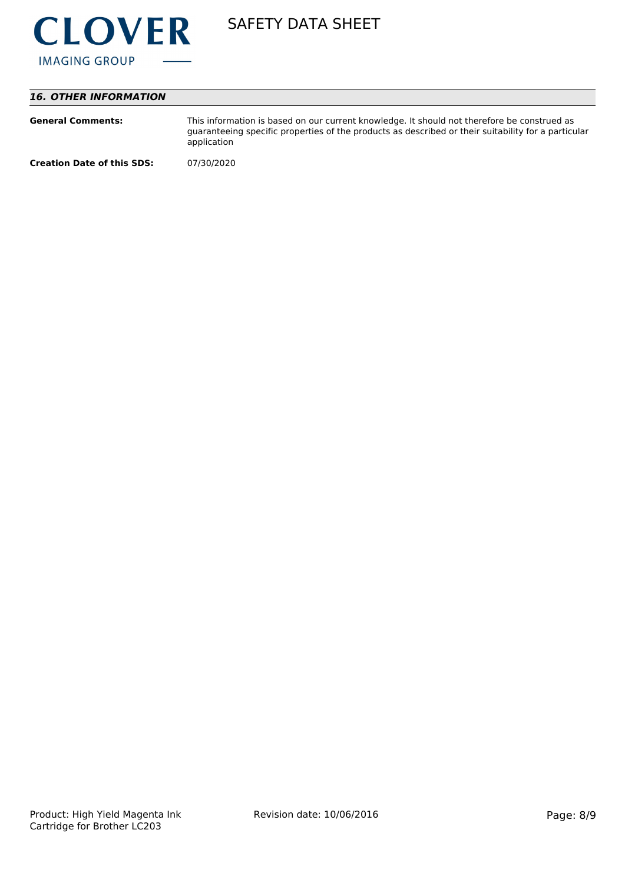## 16. OTHER INFORMATION

| | |
|---|---|
| **General Comments:** | This information is based on our current knowledge. It should not therefore be construed as guaranteeing specific properties of the products as described or their suitability for a particular application |
| **Creation Date of this SDS:** | 07/30/2020 |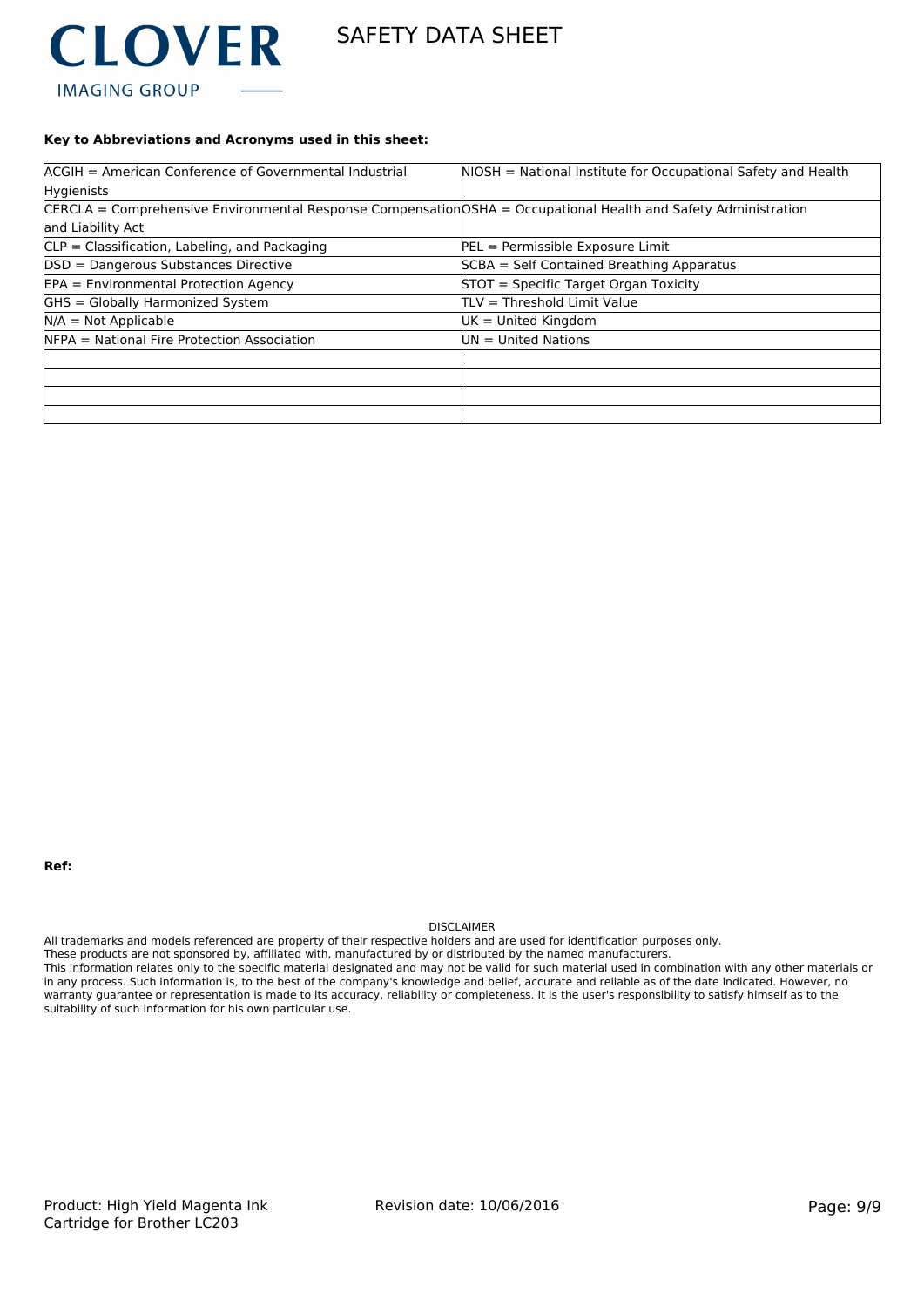**Key to Abbreviations and Acronyms used in this sheet:**

| | |
|---|---|
| ACGIH = American Conference of Governmental Industrial Hygienists | NIOSH = National Institute for Occupational Safety and Health |
| CERCLA = Comprehensive Environmental Response Compensation and Liability Act | OSHA = Occupational Health and Safety Administration |
| CLP = Classification, Labeling, and Packaging | PEL = Permissible Exposure Limit |
| DSD = Dangerous Substances Directive | SCBA = Self Contained Breathing Apparatus |
| EPA = Environmental Protection Agency | STOT = Specific Target Organ Toxicity |
| GHS = Globally Harmonized System | TLV = Threshold Limit Value |
| N/A = Not Applicable | UK = United Kingdom |
| NFPA = National Fire Protection Association | UN = United Nations |
| | |
| | |
| | |
| | |

**Ref:**

DISCLAIMER

All trademarks and models referenced are property of their respective holders and are used for identification purposes only.
These products are not sponsored by, affiliated with, manufactured by or distributed by the named manufacturers.
This information relates only to the specific material designated and may not be valid for such material used in combination with any other materials or in any process. Such information is, to the best of the company's knowledge and belief, accurate and reliable as of the date indicated. However, no warranty guarantee or representation is made to its accuracy, reliability or completeness. It is the user's responsibility to satisfy himself as to the suitability of such information for his own particular use.